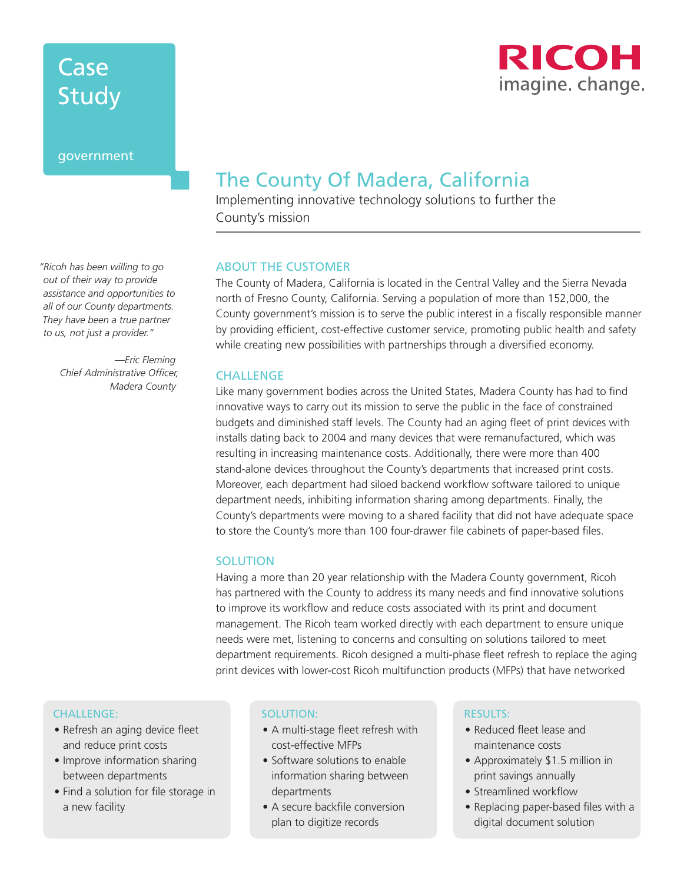# Case Study

government

RICOH
imagine. change.

## The County Of Madera, California

Implementing innovative technology solutions to further the County's mission

*"Ricoh has been willing to go out of their way to provide assistance and opportunities to all of our County departments. They have been a true partner to us, not just a provider."*

*—Eric Fleming*
*Chief Administrative Officer, Madera County*

### ABOUT THE CUSTOMER

The County of Madera, California is located in the Central Valley and the Sierra Nevada north of Fresno County, California. Serving a population of more than 152,000, the County government's mission is to serve the public interest in a fiscally responsible manner by providing efficient, cost-effective customer service, promoting public health and safety while creating new possibilities with partnerships through a diversified economy.

### CHALLENGE

Like many government bodies across the United States, Madera County has had to find innovative ways to carry out its mission to serve the public in the face of constrained budgets and diminished staff levels. The County had an aging fleet of print devices with installs dating back to 2004 and many devices that were remanufactured, which was resulting in increasing maintenance costs. Additionally, there were more than 400 stand-alone devices throughout the County's departments that increased print costs. Moreover, each department had siloed backend workflow software tailored to unique department needs, inhibiting information sharing among departments. Finally, the County's departments were moving to a shared facility that did not have adequate space to store the County's more than 100 four-drawer file cabinets of paper-based files.

### SOLUTION

Having a more than 20 year relationship with the Madera County government, Ricoh has partnered with the County to address its many needs and find innovative solutions to improve its workflow and reduce costs associated with its print and document management. The Ricoh team worked directly with each department to ensure unique needs were met, listening to concerns and consulting on solutions tailored to meet department requirements. Ricoh designed a multi-phase fleet refresh to replace the aging print devices with lower-cost Ricoh multifunction products (MFPs) that have networked

**CHALLENGE:**

- Refresh an aging device fleet and reduce print costs
- Improve information sharing between departments
- Find a solution for file storage in a new facility

**SOLUTION:**

- A multi-stage fleet refresh with cost-effective MFPs
- Software solutions to enable information sharing between departments
- A secure backfile conversion plan to digitize records

**RESULTS:**

- Reduced fleet lease and maintenance costs
- Approximately $1.5 million in print savings annually
- Streamlined workflow
- Replacing paper-based files with a digital document solution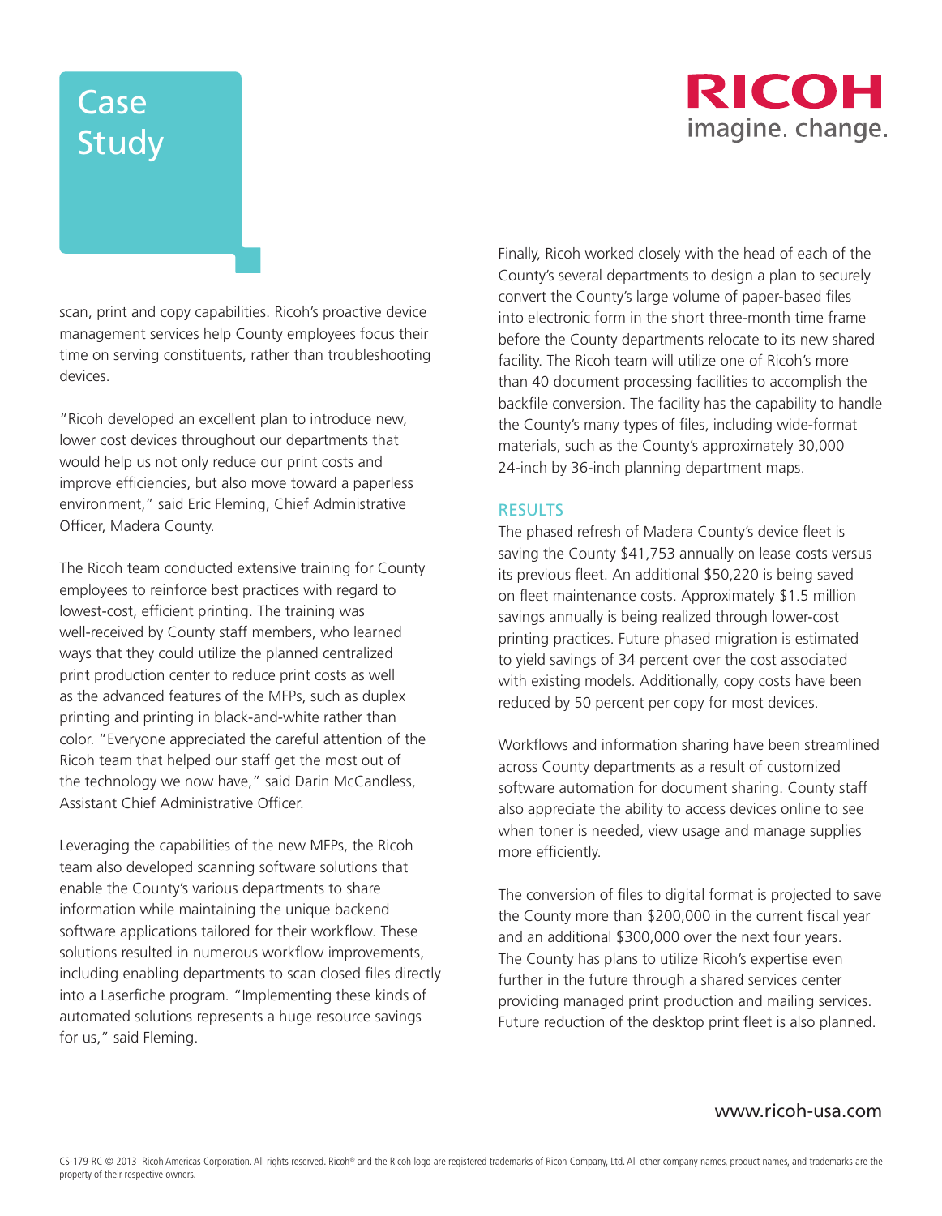# Case Study

scan, print and copy capabilities. Ricoh's proactive device management services help County employees focus their time on serving constituents, rather than troubleshooting devices.

"Ricoh developed an excellent plan to introduce new, lower cost devices throughout our departments that would help us not only reduce our print costs and improve efficiencies, but also move toward a paperless environment," said Eric Fleming, Chief Administrative Officer, Madera County.

The Ricoh team conducted extensive training for County employees to reinforce best practices with regard to lowest-cost, efficient printing. The training was well-received by County staff members, who learned ways that they could utilize the planned centralized print production center to reduce print costs as well as the advanced features of the MFPs, such as duplex printing and printing in black-and-white rather than color. "Everyone appreciated the careful attention of the Ricoh team that helped our staff get the most out of the technology we now have," said Darin McCandless, Assistant Chief Administrative Officer.

Leveraging the capabilities of the new MFPs, the Ricoh team also developed scanning software solutions that enable the County's various departments to share information while maintaining the unique backend software applications tailored for their workflow. These solutions resulted in numerous workflow improvements, including enabling departments to scan closed files directly into a Laserfiche program. "Implementing these kinds of automated solutions represents a huge resource savings for us," said Fleming.

Finally, Ricoh worked closely with the head of each of the County's several departments to design a plan to securely convert the County's large volume of paper-based files into electronic form in the short three-month time frame before the County departments relocate to its new shared facility. The Ricoh team will utilize one of Ricoh's more than 40 document processing facilities to accomplish the backfile conversion. The facility has the capability to handle the County's many types of files, including wide-format materials, such as the County's approximately 30,000 24-inch by 36-inch planning department maps.

## RESULTS

The phased refresh of Madera County's device fleet is saving the County $41,753 annually on lease costs versus its previous fleet. An additional $50,220 is being saved on fleet maintenance costs. Approximately $1.5 million savings annually is being realized through lower-cost printing practices. Future phased migration is estimated to yield savings of 34 percent over the cost associated with existing models. Additionally, copy costs have been reduced by 50 percent per copy for most devices.

Workflows and information sharing have been streamlined across County departments as a result of customized software automation for document sharing. County staff also appreciate the ability to access devices online to see when toner is needed, view usage and manage supplies more efficiently.

The conversion of files to digital format is projected to save the County more than $200,000 in the current fiscal year and an additional $300,000 over the next four years. The County has plans to utilize Ricoh's expertise even further in the future through a shared services center providing managed print production and mailing services. Future reduction of the desktop print fleet is also planned.

www.ricoh-usa.com

CS-179-RC © 2013 Ricoh Americas Corporation. All rights reserved. Ricoh® and the Ricoh logo are registered trademarks of Ricoh Company, Ltd. All other company names, product names, and trademarks are the property of their respective owners.